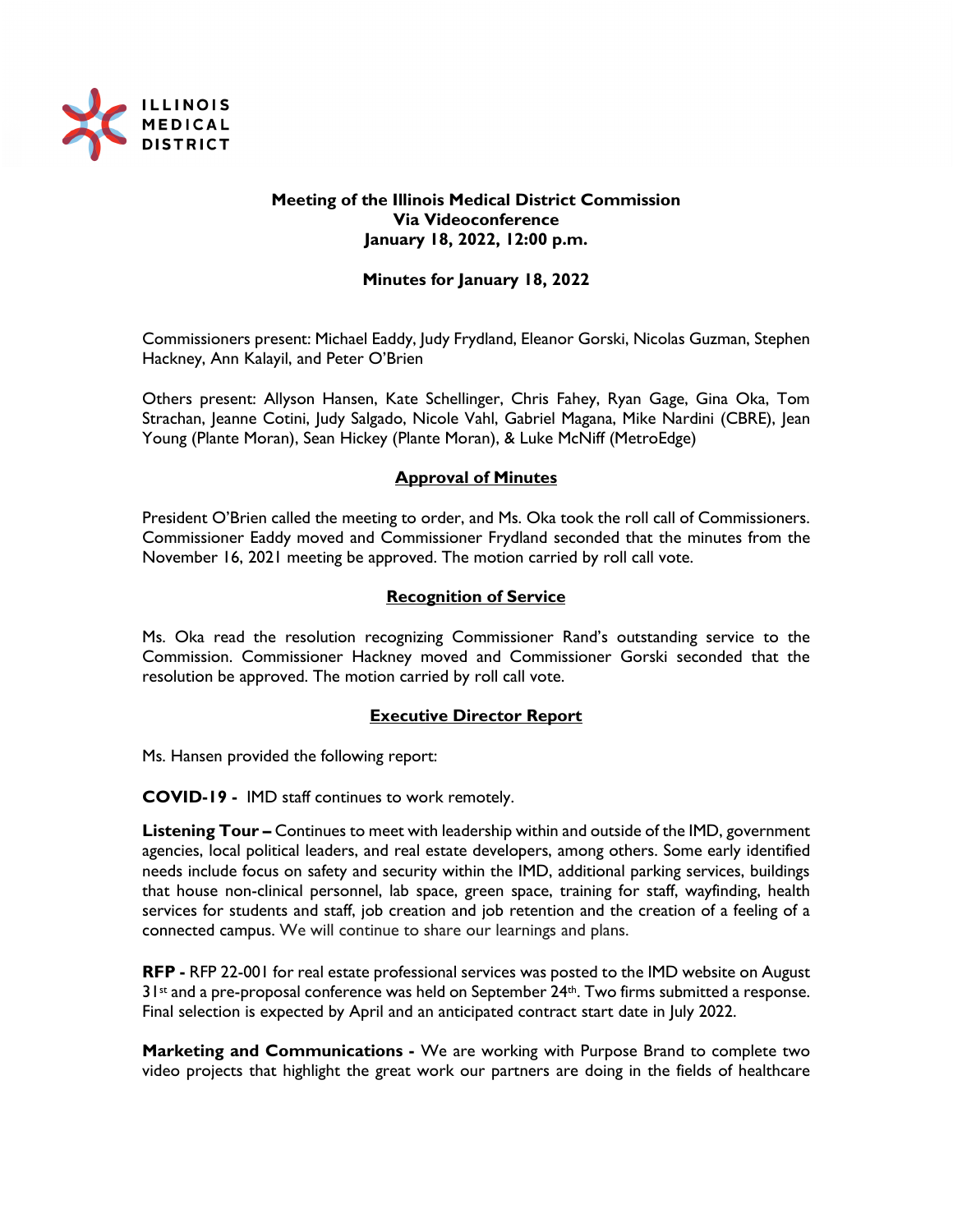ILLINOIS MEDICAL DISTRICT

**Meeting of the Illinois Medical District Commission**
**Via Videoconference**
**January 18, 2022, 12:00 p.m.**

**Minutes for January 18, 2022**

Commissioners present: Michael Eaddy, Judy Frydland, Eleanor Gorski, Nicolas Guzman, Stephen Hackney, Ann Kalayil, and Peter O'Brien

Others present: Allyson Hansen, Kate Schellinger, Chris Fahey, Ryan Gage, Gina Oka, Tom Strachan, Jeanne Cotini, Judy Salgado, Nicole Vahl, Gabriel Magana, Mike Nardini (CBRE), Jean Young (Plante Moran), Sean Hickey (Plante Moran), & Luke McNiff (MetroEdge)

## Approval of Minutes

President O'Brien called the meeting to order, and Ms. Oka took the roll call of Commissioners. Commissioner Eaddy moved and Commissioner Frydland seconded that the minutes from the November 16, 2021 meeting be approved. The motion carried by roll call vote.

## Recognition of Service

Ms. Oka read the resolution recognizing Commissioner Rand's outstanding service to the Commission. Commissioner Hackney moved and Commissioner Gorski seconded that the resolution be approved. The motion carried by roll call vote.

## Executive Director Report

Ms. Hansen provided the following report:

**COVID-19 -** IMD staff continues to work remotely.

**Listening Tour –** Continues to meet with leadership within and outside of the IMD, government agencies, local political leaders, and real estate developers, among others. Some early identified needs include focus on safety and security within the IMD, additional parking services, buildings that house non-clinical personnel, lab space, green space, training for staff, wayfinding, health services for students and staff, job creation and job retention and the creation of a feeling of a connected campus. We will continue to share our learnings and plans.

**RFP -** RFP 22-001 for real estate professional services was posted to the IMD website on August 31st and a pre-proposal conference was held on September 24th. Two firms submitted a response. Final selection is expected by April and an anticipated contract start date in July 2022.

**Marketing and Communications -** We are working with Purpose Brand to complete two video projects that highlight the great work our partners are doing in the fields of healthcare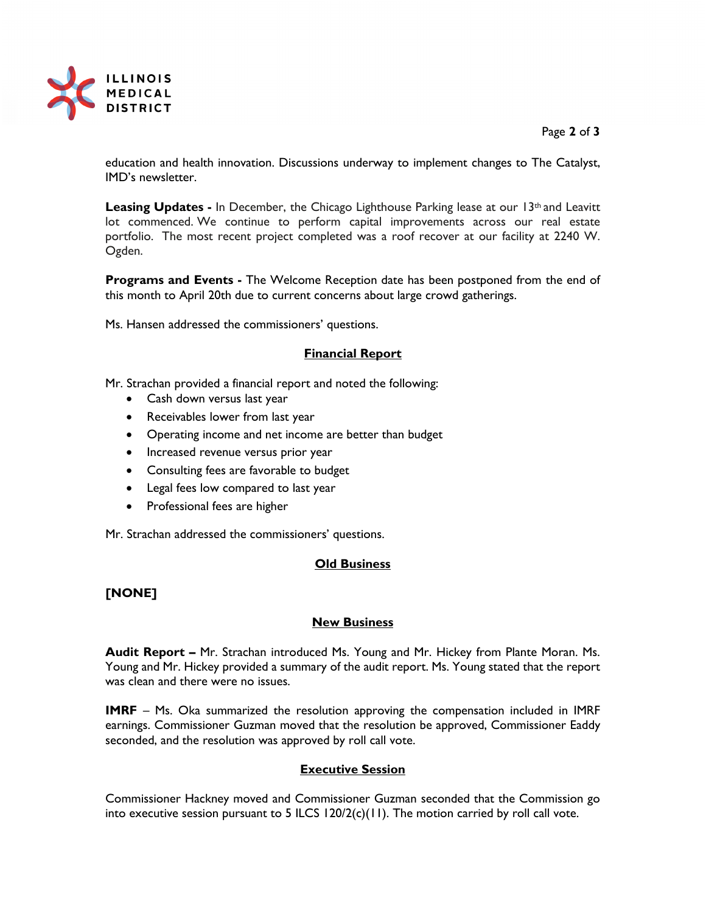education and health innovation. Discussions underway to implement changes to The Catalyst, IMD's newsletter.

**Leasing Updates -** In December, the Chicago Lighthouse Parking lease at our 13th and Leavitt lot commenced. We continue to perform capital improvements across our real estate portfolio. The most recent project completed was a roof recover at our facility at 2240 W. Ogden.

**Programs and Events -** The Welcome Reception date has been postponed from the end of this month to April 20th due to current concerns about large crowd gatherings.

Ms. Hansen addressed the commissioners' questions.

## Financial Report

Mr. Strachan provided a financial report and noted the following:

- Cash down versus last year
- Receivables lower from last year
- Operating income and net income are better than budget
- Increased revenue versus prior year
- Consulting fees are favorable to budget
- Legal fees low compared to last year
- Professional fees are higher

Mr. Strachan addressed the commissioners' questions.

## Old Business

**[NONE]**

## New Business

**Audit Report –** Mr. Strachan introduced Ms. Young and Mr. Hickey from Plante Moran. Ms. Young and Mr. Hickey provided a summary of the audit report. Ms. Young stated that the report was clean and there were no issues.

**IMRF** – Ms. Oka summarized the resolution approving the compensation included in IMRF earnings. Commissioner Guzman moved that the resolution be approved, Commissioner Eaddy seconded, and the resolution was approved by roll call vote.

## Executive Session

Commissioner Hackney moved and Commissioner Guzman seconded that the Commission go into executive session pursuant to 5 ILCS 120/2(c)(11). The motion carried by roll call vote.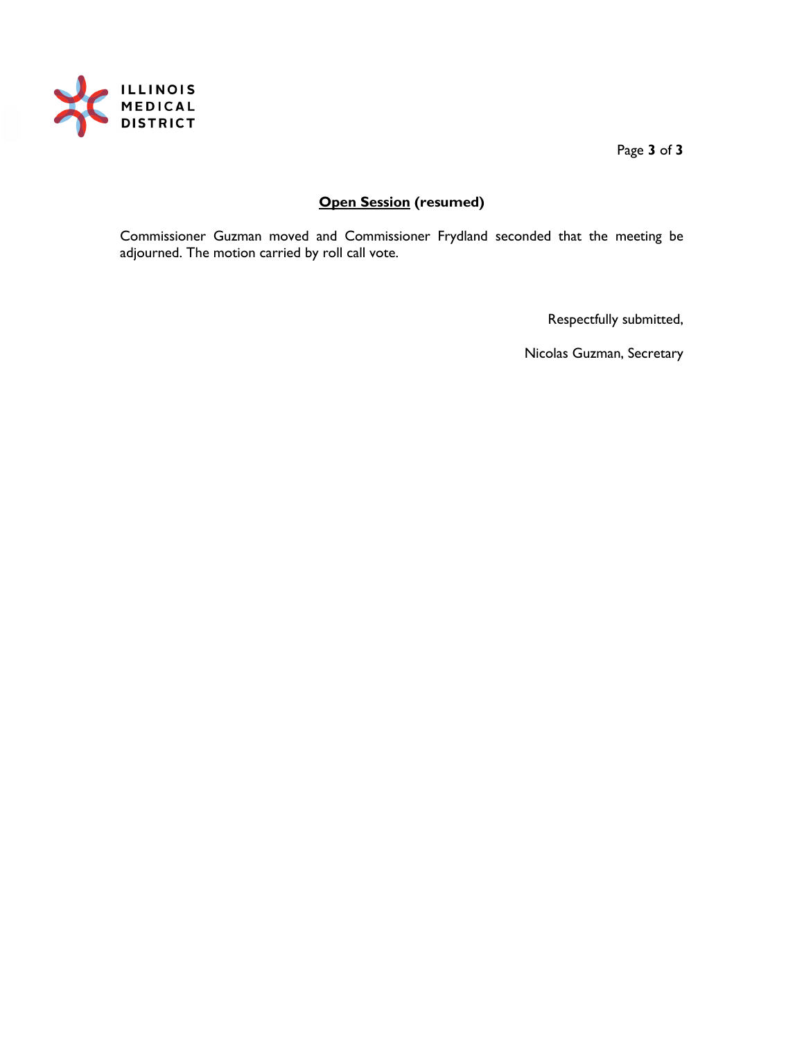## **Open Session (resumed)**

Commissioner Guzman moved and Commissioner Frydland seconded that the meeting be adjourned. The motion carried by roll call vote.

Respectfully submitted,

Nicolas Guzman, Secretary